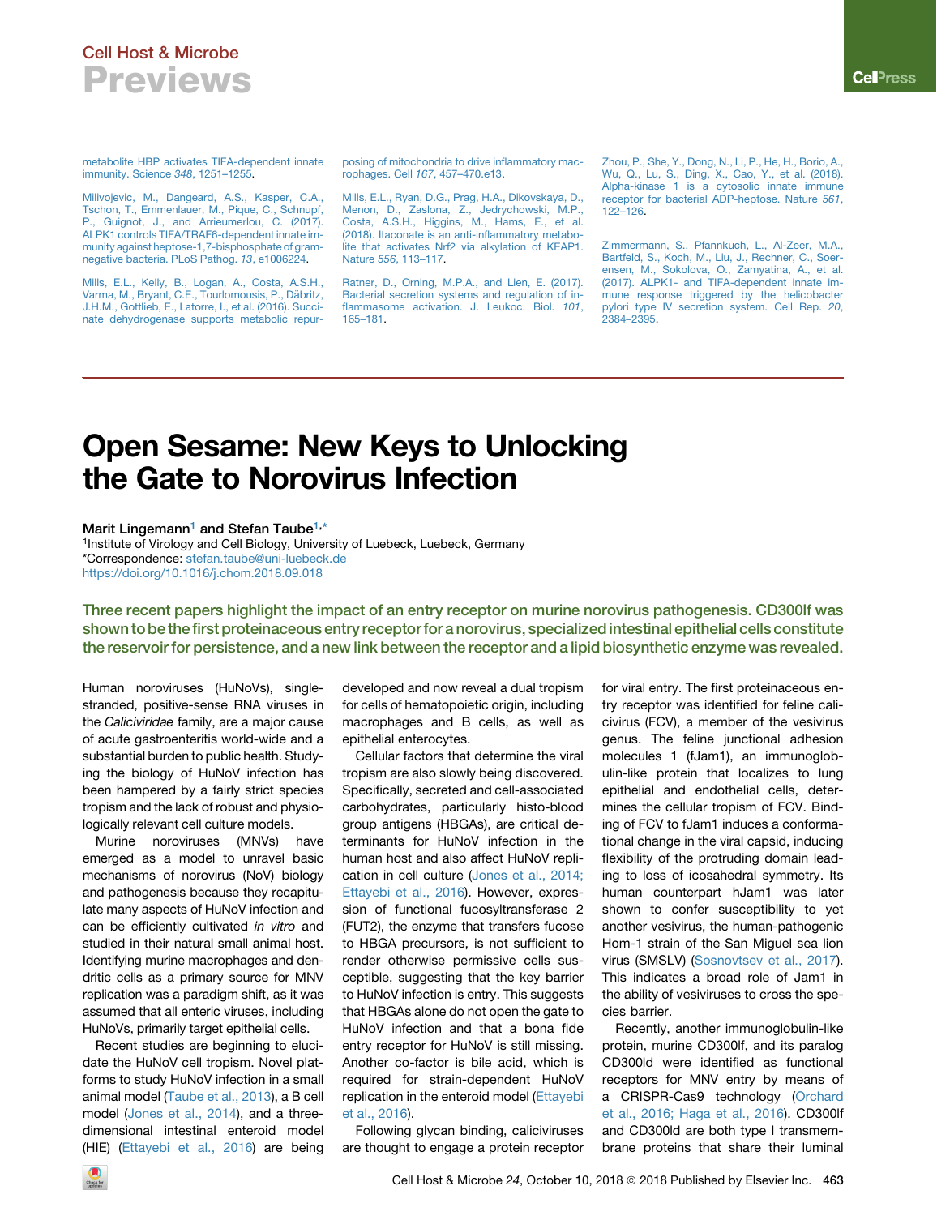metabolite HBP activates TIFA-dependent innate immunity. Science *348*, 1251–1255.

Milivojevic, M., Dangeard, A.S., Kasper, C.A., Tschon, T., Emmenlauer, M., Pique, C., Schnupf, P., Guignot, J., and Arrieumerlou, C. (2017). ALPK1 controls TIFA/TRAF6-dependent innate immunity against heptose-1,7-bisphosphate of gram-negative bacteria. PLoS Pathog. *13*, e1006224.

Mills, E.L., Kelly, B., Logan, A., Costa, A.S.H., Varma, M., Bryant, C.E., Tourlomousis, P., Däbritz, J.H.M., Gottlieb, E., Latorre, I., et al. (2016). Succinate dehydrogenase supports metabolic repurposing of mitochondria to drive inflammatory macrophages. Cell *167*, 457–470.e13.

Mills, E.L., Ryan, D.G., Prag, H.A., Dikovskaya, D., Menon, D., Zaslona, Z., Jedrychowski, M.P., Costa, A.S.H., Higgins, M., Hams, E., et al. (2018). Itaconate is an anti-inflammatory metabolite that activates Nrf2 via alkylation of KEAP1. Nature *556*, 113–117.

Ratner, D., Orning, M.P.A., and Lien, E. (2017). Bacterial secretion systems and regulation of inflammasome activation. J. Leukoc. Biol. *101*, 165–181.

Zhou, P., She, Y., Dong, N., Li, P., He, H., Borio, A., Wu, Q., Lu, S., Ding, X., Cao, Y., et al. (2018). Alpha-kinase 1 is a cytosolic innate immune receptor for bacterial ADP-heptose. Nature *561*, 122–126.

Zimmermann, S., Pfannkuch, L., Al-Zeer, M.A., Bartfeld, S., Koch, M., Liu, J., Rechner, C., Soerensen, M., Sokolova, O., Zamyatina, A., et al. (2017). ALPK1- and TIFA-dependent innate immune response triggered by the helicobacter pylori type IV secretion system. Cell Rep. *20*, 2384–2395.

# Open Sesame: New Keys to Unlocking the Gate to Norovirus Infection

**Marit Lingemann**[1] **and Stefan Taube**[1,*]

[1]Institute of Virology and Cell Biology, University of Luebeck, Luebeck, Germany

*Correspondence: stefan.taube@uni-luebeck.de

https://doi.org/10.1016/j.chom.2018.09.018

Three recent papers highlight the impact of an entry receptor on murine norovirus pathogenesis. CD300lf was shown to be the first proteinaceous entry receptor for a norovirus, specialized intestinal epithelial cells constitute the reservoir for persistence, and a new link between the receptor and a lipid biosynthetic enzyme was revealed.

Human noroviruses (HuNoVs), single-stranded, positive-sense RNA viruses in the *Caliciviridae* family, are a major cause of acute gastroenteritis world-wide and a substantial burden to public health. Studying the biology of HuNoV infection has been hampered by a fairly strict species tropism and the lack of robust and physiologically relevant cell culture models.

Murine noroviruses (MNVs) have emerged as a model to unravel basic mechanisms of norovirus (NoV) biology and pathogenesis because they recapitulate many aspects of HuNoV infection and can be efficiently cultivated *in vitro* and studied in their natural small animal host. Identifying murine macrophages and dendritic cells as a primary source for MNV replication was a paradigm shift, as it was assumed that all enteric viruses, including HuNoVs, primarily target epithelial cells.

Recent studies are beginning to elucidate the HuNoV cell tropism. Novel platforms to study HuNoV infection in a small animal model (Taube et al., 2013), a B cell model (Jones et al., 2014), and a three-dimensional intestinal enteroid model (HIE) (Ettayebi et al., 2016) are being developed and now reveal a dual tropism for cells of hematopoietic origin, including macrophages and B cells, as well as epithelial enterocytes.

Cellular factors that determine the viral tropism are also slowly being discovered. Specifically, secreted and cell-associated carbohydrates, particularly histo-blood group antigens (HBGAs), are critical determinants for HuNoV infection in the human host and also affect HuNoV replication in cell culture (Jones et al., 2014; Ettayebi et al., 2016). However, expression of functional fucosyltransferase 2 (FUT2), the enzyme that transfers fucose to HBGA precursors, is not sufficient to render otherwise permissive cells susceptible, suggesting that the key barrier to HuNoV infection is entry. This suggests that HBGAs alone do not open the gate to HuNoV infection and that a bona fide entry receptor for HuNoV is still missing. Another co-factor is bile acid, which is required for strain-dependent HuNoV replication in the enteroid model (Ettayebi et al., 2016).

Following glycan binding, caliciviruses are thought to engage a protein receptor for viral entry. The first proteinaceous entry receptor was identified for feline calicivirus (FCV), a member of the vesivirus genus. The feline junctional adhesion molecules 1 (fJam1), an immunoglobulin-like protein that localizes to lung epithelial and endothelial cells, determines the cellular tropism of FCV. Binding of FCV to fJam1 induces a conformational change in the viral capsid, inducing flexibility of the protruding domain leading to loss of icosahedral symmetry. Its human counterpart hJam1 was later shown to confer susceptibility to yet another vesivirus, the human-pathogenic Hom-1 strain of the San Miguel sea lion virus (SMSLV) (Sosnovtsev et al., 2017). This indicates a broad role of Jam1 in the ability of vesiviruses to cross the species barrier.

Recently, another immunoglobulin-like protein, murine CD300lf, and its paralog CD300ld were identified as functional receptors for MNV entry by means of a CRISPR-Cas9 technology (Orchard et al., 2016; Haga et al., 2016). CD300lf and CD300ld are both type I transmembrane proteins that share their luminal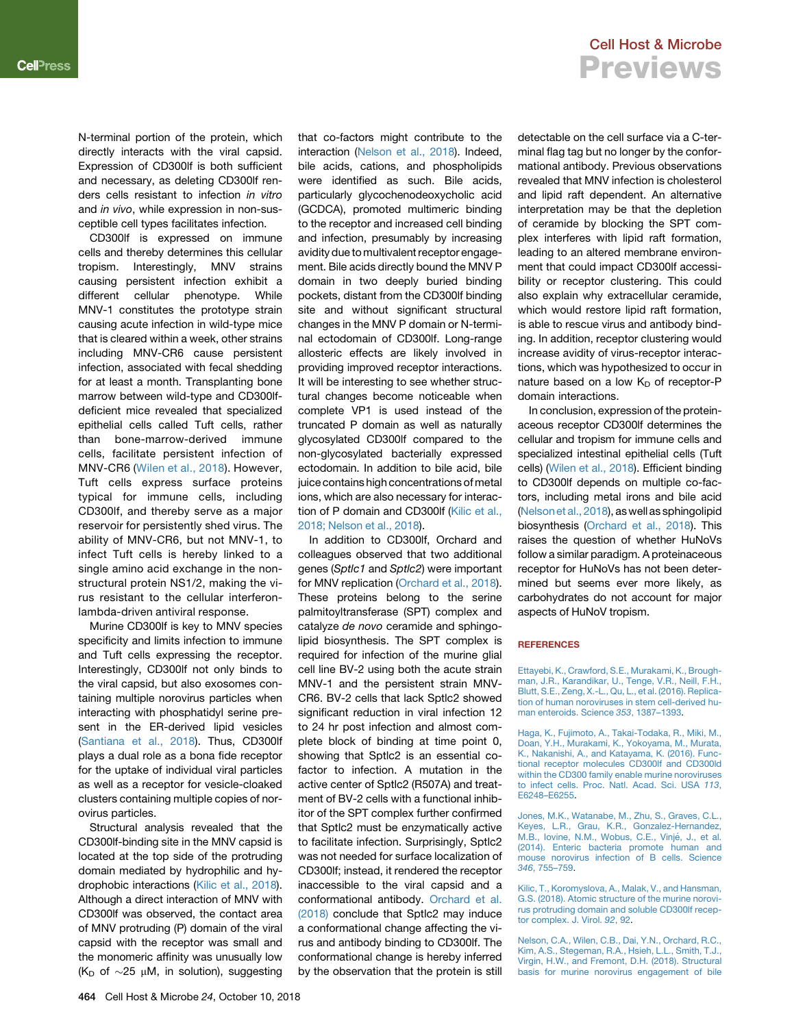N-terminal portion of the protein, which directly interacts with the viral capsid. Expression of CD300lf is both sufficient and necessary, as deleting CD300lf renders cells resistant to infection *in vitro* and *in vivo*, while expression in non-susceptible cell types facilitates infection.

CD300lf is expressed on immune cells and thereby determines this cellular tropism. Interestingly, MNV strains causing persistent infection exhibit a different cellular phenotype. While MNV-1 constitutes the prototype strain causing acute infection in wild-type mice that is cleared within a week, other strains including MNV-CR6 cause persistent infection, associated with fecal shedding for at least a month. Transplanting bone marrow between wild-type and CD300lf-deficient mice revealed that specialized epithelial cells called Tuft cells, rather than bone-marrow-derived immune cells, facilitate persistent infection of MNV-CR6 (Wilen et al., 2018). However, Tuft cells express surface proteins typical for immune cells, including CD300lf, and thereby serve as a major reservoir for persistently shed virus. The ability of MNV-CR6, but not MNV-1, to infect Tuft cells is hereby linked to a single amino acid exchange in the non-structural protein NS1/2, making the virus resistant to the cellular interferon-lambda-driven antiviral response.

Murine CD300lf is key to MNV species specificity and limits infection to immune and Tuft cells expressing the receptor. Interestingly, CD300lf not only binds to the viral capsid, but also exosomes containing multiple norovirus particles when interacting with phosphatidyl serine present in the ER-derived lipid vesicles (Santiana et al., 2018). Thus, CD300lf plays a dual role as a bona fide receptor for the uptake of individual viral particles as well as a receptor for vesicle-cloaked clusters containing multiple copies of norovirus particles.

Structural analysis revealed that the CD300lf-binding site in the MNV capsid is located at the top side of the protruding domain mediated by hydrophilic and hydrophobic interactions (Kilic et al., 2018). Although a direct interaction of MNV with CD300lf was observed, the contact area of MNV protruding (P) domain of the viral capsid with the receptor was small and the monomeric affinity was unusually low ($K_D$ of ~25 μM, in solution), suggesting that co-factors might contribute to the interaction (Nelson et al., 2018). Indeed, bile acids, cations, and phospholipids were identified as such. Bile acids, particularly glycochenodeoxycholic acid (GCDCA), promoted multimeric binding to the receptor and increased cell binding and infection, presumably by increasing avidity due to multivalent receptor engagement. Bile acids directly bound the MNV P domain in two deeply buried binding pockets, distant from the CD300lf binding site and without significant structural changes in the MNV P domain or N-terminal ectodomain of CD300lf. Long-range allosteric effects are likely involved in providing improved receptor interactions. It will be interesting to see whether structural changes become noticeable when complete VP1 is used instead of the truncated P domain as well as naturally glycosylated CD300lf compared to the non-glycosylated bacterially expressed ectodomain. In addition to bile acid, bile juice contains high concentrations of metal ions, which are also necessary for interaction of P domain and CD300lf (Kilic et al., 2018; Nelson et al., 2018).

In addition to CD300lf, Orchard and colleagues observed that two additional genes (*Sptlc1* and *Sptlc2*) were important for MNV replication (Orchard et al., 2018). These proteins belong to the serine palmitoyltransferase (SPT) complex and catalyze *de novo* ceramide and sphingolipid biosynthesis. The SPT complex is required for infection of the murine glial cell line BV-2 using both the acute strain MNV-1 and the persistent strain MNV-CR6. BV-2 cells that lack Sptlc2 showed significant reduction in viral infection 12 to 24 hr post infection and almost complete block of binding at time point 0, showing that Sptlc2 is an essential cofactor to infection. A mutation in the active center of Sptlc2 (R507A) and treatment of BV-2 cells with a functional inhibitor of the SPT complex further confirmed that Sptlc2 must be enzymatically active to facilitate infection. Surprisingly, Sptlc2 was not needed for surface localization of CD300lf; instead, it rendered the receptor inaccessible to the viral capsid and a conformational antibody. Orchard et al. (2018) conclude that Sptlc2 may induce a conformational change affecting the virus and antibody binding to CD300lf. The conformational change is hereby inferred by the observation that the protein is still detectable on the cell surface via a C-terminal flag tag but no longer by the conformational antibody. Previous observations revealed that MNV infection is cholesterol and lipid raft dependent. An alternative interpretation may be that the depletion of ceramide by blocking the SPT complex interferes with lipid raft formation, leading to an altered membrane environment that could impact CD300lf accessibility or receptor clustering. This could also explain why extracellular ceramide, which would restore lipid raft formation, is able to rescue virus and antibody binding. In addition, receptor clustering would increase avidity of virus-receptor interactions, which was hypothesized to occur in nature based on a low $K_D$ of receptor-P domain interactions.

In conclusion, expression of the proteinaceous receptor CD300lf determines the cellular and tropism for immune cells and specialized intestinal epithelial cells (Tuft cells) (Wilen et al., 2018). Efficient binding to CD300lf depends on multiple co-factors, including metal irons and bile acid (Nelson et al., 2018), as well as sphingolipid biosynthesis (Orchard et al., 2018). This raises the question of whether HuNoVs follow a similar paradigm. A proteinaceous receptor for HuNoVs has not been determined but seems ever more likely, as carbohydrates do not account for major aspects of HuNoV tropism.

## REFERENCES

Ettayebi, K., Crawford, S.E., Murakami, K., Broughman, J.R., Karandikar, U., Tenge, V.R., Neill, F.H., Blutt, S.E., Zeng, X.-L., Qu, L., et al. (2016). Replication of human noroviruses in stem cell-derived human enteroids. Science *353*, 1387–1393.

Haga, K., Fujimoto, A., Takai-Todaka, R., Miki, M., Doan, Y.H., Murakami, K., Yokoyama, M., Murata, K., Nakanishi, A., and Katayama, K. (2016). Functional receptor molecules CD300lf and CD300ld within the CD300 family enable murine noroviruses to infect cells. Proc. Natl. Acad. Sci. USA *113*, E6248–E6255.

Jones, M.K., Watanabe, M., Zhu, S., Graves, C.L., Keyes, L.R., Grau, K.R., Gonzalez-Hernandez, M.B., Iovine, N.M., Wobus, C.E., Vinjé, J., et al. (2014). Enteric bacteria promote human and mouse norovirus infection of B cells. Science *346*, 755–759.

Kilic, T., Koromyslova, A., Malak, V., and Hansman, G.S. (2018). Atomic structure of the murine norovirus protruding domain and soluble CD300lf receptor complex. J. Virol. *92*, 92.

Nelson, C.A., Wilen, C.B., Dai, Y.N., Orchard, R.C., Kim, A.S., Stegeman, R.A., Hsieh, L.L., Smith, T.J., Virgin, H.W., and Fremont, D.H. (2018). Structural basis for murine norovirus engagement of bile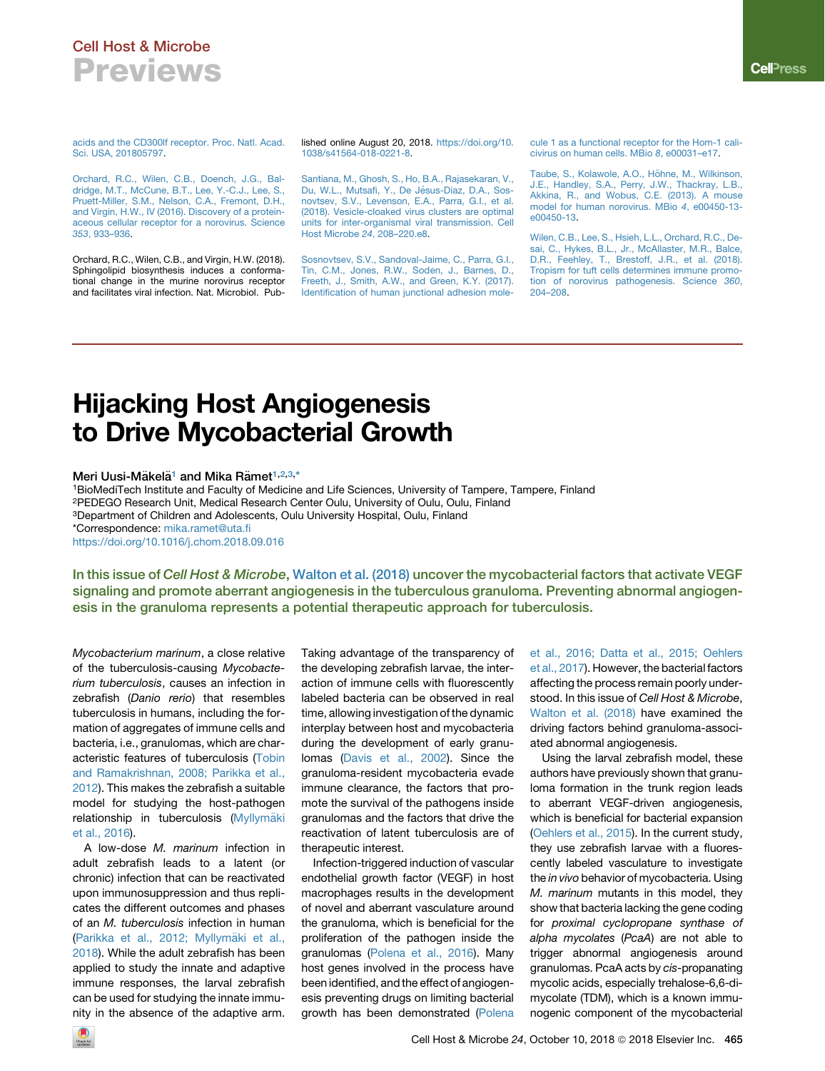acids and the CD300lf receptor. Proc. Natl. Acad. Sci. USA, 201805797.

Orchard, R.C., Wilen, C.B., Doench, J.G., Baldridge, M.T., McCune, B.T., Lee, Y.-C.J., Lee, S., Pruett-Miller, S.M., Nelson, C.A., Fremont, D.H., and Virgin, H.W., IV (2016). Discovery of a proteinaceous cellular receptor for a norovirus. Science 353, 933–936.

Orchard, R.C., Wilen, C.B., and Virgin, H.W. (2018). Sphingolipid biosynthesis induces a conformational change in the murine norovirus receptor and facilitates viral infection. Nat. Microbiol. Published online August 20, 2018. https://doi.org/10.1038/s41564-018-0221-8.

Santiana, M., Ghosh, S., Ho, B.A., Rajasekaran, V., Du, W.L., Mutsafi, Y., De Jésus-Diaz, D.A., Sosnovtsev, S.V., Levenson, E.A., Parra, G.I., et al. (2018). Vesicle-cloaked virus clusters are optimal units for inter-organismal viral transmission. Cell Host Microbe 24, 208–220.e8.

Sosnovtsev, S.V., Sandoval-Jaime, C., Parra, G.I., Tin, C.M., Jones, R.W., Soden, J., Barnes, D., Freeth, J., Smith, A.W., and Green, K.Y. (2017). Identification of human junctional adhesion molecule 1 as a functional receptor for the Hom-1 calicivirus on human cells. MBio 8, e00031–e17.

Taube, S., Kolawole, A.O., Höhne, M., Wilkinson, J.E., Handley, S.A., Perry, J.W., Thackray, L.B., Akkina, R., and Wobus, C.E. (2013). A mouse model for human norovirus. MBio 4, e00450-13-e00450-13.

Wilen, C.B., Lee, S., Hsieh, L.L., Orchard, R.C., Desai, C., Hykes, B.L., Jr., McAllaster, M.R., Balce, D.R., Feehley, T., Brestoff, J.R., et al. (2018). Tropism for tuft cells determines immune promotion of norovirus pathogenesis. Science 360, 204–208.

# Hijacking Host Angiogenesis to Drive Mycobacterial Growth

**Meri Uusi-Mäkelä[1] and Mika Rämet[1,2,3,*]**

[1]BioMediTech Institute and Faculty of Medicine and Life Sciences, University of Tampere, Tampere, Finland
[2]PEDEGO Research Unit, Medical Research Center Oulu, University of Oulu, Oulu, Finland
[3]Department of Children and Adolescents, Oulu University Hospital, Oulu, Finland
*Correspondence: mika.ramet@uta.fi
https://doi.org/10.1016/j.chom.2018.09.016

**In this issue of *Cell Host & Microbe*, Walton et al. (2018) uncover the mycobacterial factors that activate VEGF signaling and promote aberrant angiogenesis in the tuberculous granuloma. Preventing abnormal angiogenesis in the granuloma represents a potential therapeutic approach for tuberculosis.**

*Mycobacterium marinum*, a close relative of the tuberculosis-causing *Mycobacterium tuberculosis*, causes an infection in zebrafish (*Danio rerio*) that resembles tuberculosis in humans, including the formation of aggregates of immune cells and bacteria, i.e., granulomas, which are characteristic features of tuberculosis (Tobin and Ramakrishnan, 2008; Parikka et al., 2012). This makes the zebrafish a suitable model for studying the host-pathogen relationship in tuberculosis (Myllymäki et al., 2016).

A low-dose *M. marinum* infection in adult zebrafish leads to a latent (or chronic) infection that can be reactivated upon immunosuppression and thus replicates the different outcomes and phases of an *M. tuberculosis* infection in human (Parikka et al., 2012; Myllymäki et al., 2018). While the adult zebrafish has been applied to study the innate and adaptive immune responses, the larval zebrafish can be used for studying the innate immunity in the absence of the adaptive arm. Taking advantage of the transparency of the developing zebrafish larvae, the interaction of immune cells with fluorescently labeled bacteria can be observed in real time, allowing investigation of the dynamic interplay between host and mycobacteria during the development of early granulomas (Davis et al., 2002). Since the granuloma-resident mycobacteria evade immune clearance, the factors that promote the survival of the pathogens inside granulomas and the factors that drive the reactivation of latent tuberculosis are of therapeutic interest.

Infection-triggered induction of vascular endothelial growth factor (VEGF) in host macrophages results in the development of novel and aberrant vasculature around the granuloma, which is beneficial for the proliferation of the pathogen inside the granulomas (Polena et al., 2016). Many host genes involved in the process have been identified, and the effect of angiogenesis preventing drugs on limiting bacterial growth has been demonstrated (Polena et al., 2016; Datta et al., 2015; Oehlers et al., 2017). However, the bacterial factors affecting the process remain poorly understood. In this issue of *Cell Host & Microbe*, Walton et al. (2018) have examined the driving factors behind granuloma-associated abnormal angiogenesis.

Using the larval zebrafish model, these authors have previously shown that granuloma formation in the trunk region leads to aberrant VEGF-driven angiogenesis, which is beneficial for bacterial expansion (Oehlers et al., 2015). In the current study, they use zebrafish larvae with a fluorescently labeled vasculature to investigate the *in vivo* behavior of mycobacteria. Using *M. marinum* mutants in this model, they show that bacteria lacking the gene coding for *proximal cyclopropane synthase of alpha mycolates* (*PcaA*) are not able to trigger abnormal angiogenesis around granulomas. PcaA acts by *cis*-propanating mycolic acids, especially trehalose-6,6-dimycolate (TDM), which is a known immunogenic component of the mycobacterial